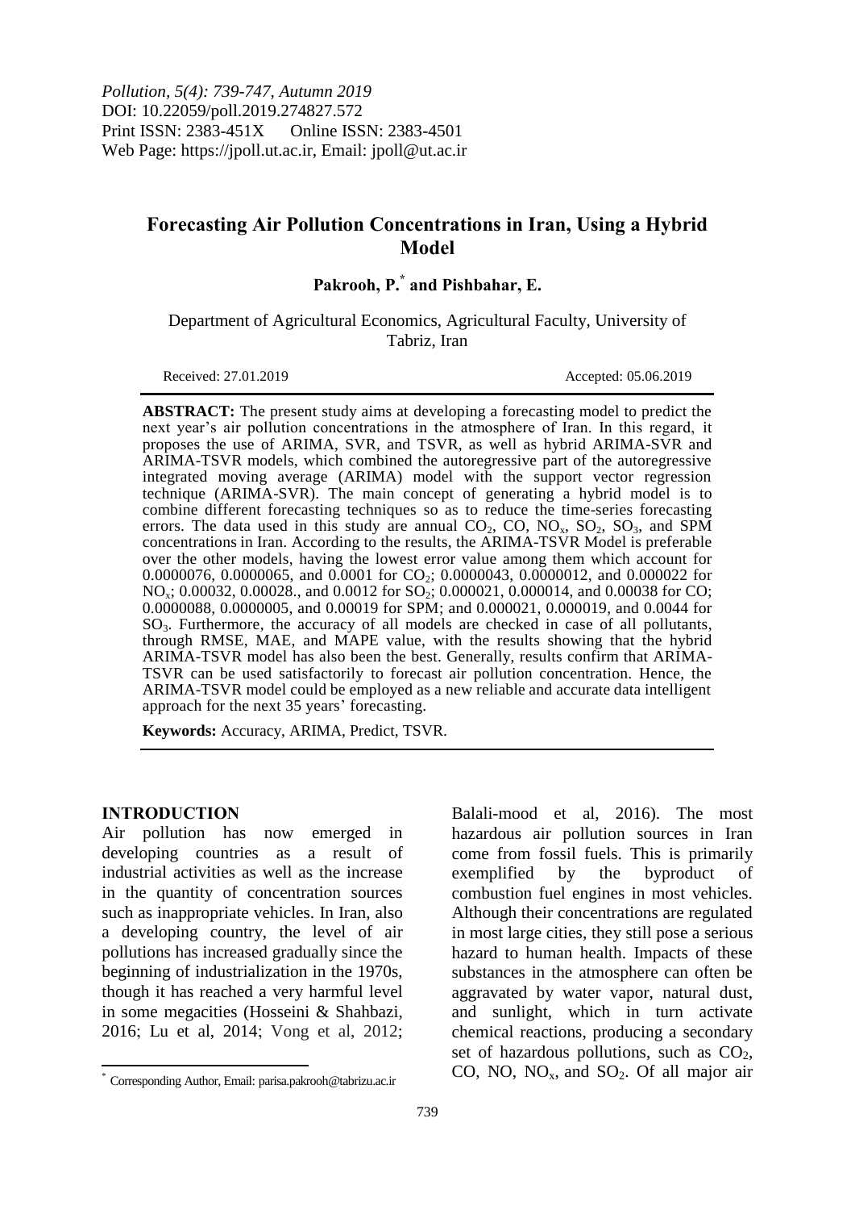Pollution, 5(4): 739-747, Autumn 2019
DOI: 10.22059/poll.2019.274827.572
Print ISSN: 2383-451X Online ISSN: 2383-4501
Web Page: https://jpoll.ut.ac.ir, Email: jpoll@ut.ac.ir

# Forecasting Air Pollution Concentrations in Iran, Using a Hybrid Model

**Pakrooh, P.[*] and Pishbahar, E.**

Department of Agricultural Economics, Agricultural Faculty, University of Tabriz, Iran

Received: 27.01.2019 Accepted: 05.06.2019

**ABSTRACT:** The present study aims at developing a forecasting model to predict the next year's air pollution concentrations in the atmosphere of Iran. In this regard, it proposes the use of ARIMA, SVR, and TSVR, as well as hybrid ARIMA-SVR and ARIMA-TSVR models, which combined the autoregressive part of the autoregressive integrated moving average (ARIMA) model with the support vector regression technique (ARIMA-SVR). The main concept of generating a hybrid model is to combine different forecasting techniques so as to reduce the time-series forecasting errors. The data used in this study are annual $CO_2$, CO, $NO_x$, $SO_2$, $SO_3$, and SPM concentrations in Iran. According to the results, the ARIMA-TSVR Model is preferable over the other models, having the lowest error value among them which account for 0.0000076, 0.0000065, and 0.0001 for $CO_2$; 0.0000043, 0.0000012, and 0.000022 for $NO_x$; 0.00032, 0.00028., and 0.0012 for $SO_2$; 0.000021, 0.000014, and 0.00038 for CO; 0.0000088, 0.0000005, and 0.00019 for SPM; and 0.000021, 0.000019, and 0.0044 for $SO_3$. Furthermore, the accuracy of all models are checked in case of all pollutants, through RMSE, MAE, and MAPE value, with the results showing that the hybrid ARIMA-TSVR model has also been the best. Generally, results confirm that ARIMA-TSVR can be used satisfactorily to forecast air pollution concentration. Hence, the ARIMA-TSVR model could be employed as a new reliable and accurate data intelligent approach for the next 35 years' forecasting.

**Keywords:** Accuracy, ARIMA, Predict, TSVR.

## INTRODUCTION

Air pollution has now emerged in developing countries as a result of industrial activities as well as the increase in the quantity of concentration sources such as inappropriate vehicles. In Iran, also a developing country, the level of air pollutions has increased gradually since the beginning of industrialization in the 1970s, though it has reached a very harmful level in some megacities (Hosseini & Shahbazi, 2016; Lu et al, 2014; Vong et al, 2012; Balali-mood et al, 2016). The most hazardous air pollution sources in Iran come from fossil fuels. This is primarily exemplified by the byproduct of combustion fuel engines in most vehicles. Although their concentrations are regulated in most large cities, they still pose a serious hazard to human health. Impacts of these substances in the atmosphere can often be aggravated by water vapor, natural dust, and sunlight, which in turn activate chemical reactions, producing a secondary set of hazardous pollutions, such as $CO_2$, CO, NO, $NO_x$, and $SO_2$. Of all major air

[*] Corresponding Author, Email: parisa.pakrooh@tabrizu.ac.ir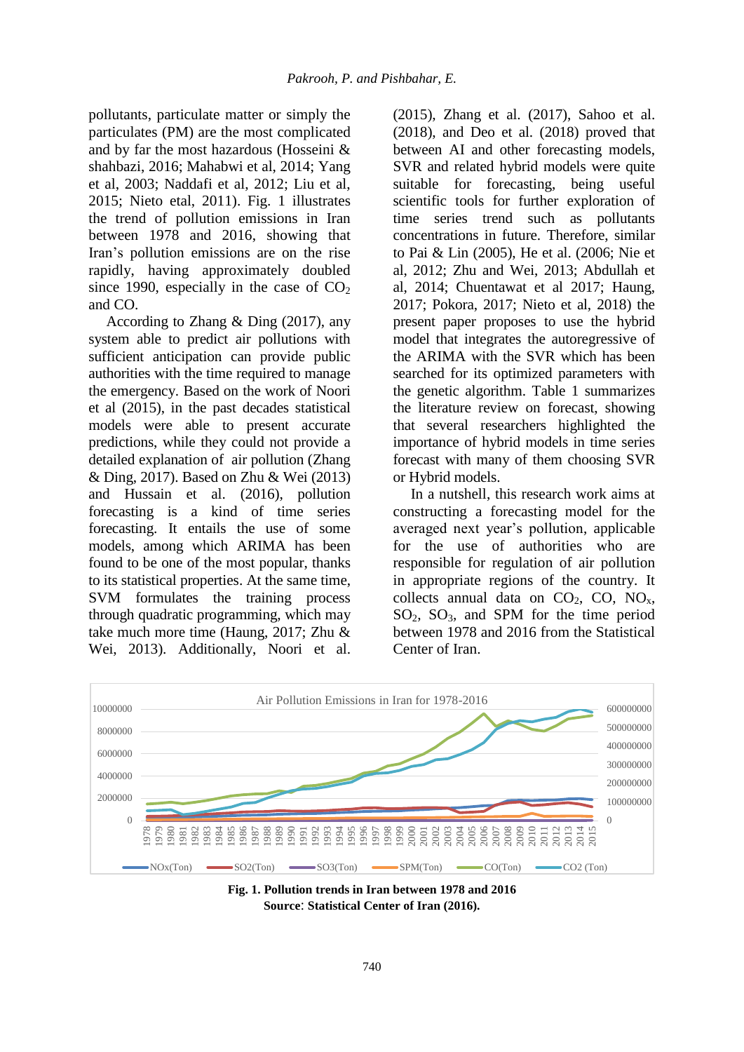pollutants, particulate matter or simply the particulates (PM) are the most complicated and by far the most hazardous (Hosseini & shahbazi, 2016; Mahabwi et al, 2014; Yang et al, 2003; Naddafi et al, 2012; Liu et al, 2015; Nieto etal, 2011). Fig. 1 illustrates the trend of pollution emissions in Iran between 1978 and 2016, showing that Iran's pollution emissions are on the rise rapidly, having approximately doubled since 1990, especially in the case of $CO_2$ and CO.

According to Zhang & Ding (2017), any system able to predict air pollutions with sufficient anticipation can provide public authorities with the time required to manage the emergency. Based on the work of Noori et al (2015), in the past decades statistical models were able to present accurate predictions, while they could not provide a detailed explanation of air pollution (Zhang & Ding, 2017). Based on Zhu & Wei (2013) and Hussain et al. (2016), pollution forecasting is a kind of time series forecasting. It entails the use of some models, among which ARIMA has been found to be one of the most popular, thanks to its statistical properties. At the same time, SVM formulates the training process through quadratic programming, which may take much more time (Haung, 2017; Zhu & Wei, 2013). Additionally, Noori et al. (2015), Zhang et al. (2017), Sahoo et al. (2018), and Deo et al. (2018) proved that between AI and other forecasting models, SVR and related hybrid models were quite suitable for forecasting, being useful scientific tools for further exploration of time series trend such as pollutants concentrations in future. Therefore, similar to Pai & Lin (2005), He et al. (2006; Nie et al, 2012; Zhu and Wei, 2013; Abdullah et al, 2014; Chuentawat et al 2017; Haung, 2017; Pokora, 2017; Nieto et al, 2018) the present paper proposes to use the hybrid model that integrates the autoregressive of the ARIMA with the SVR which has been searched for its optimized parameters with the genetic algorithm. Table 1 summarizes the literature review on forecast, showing that several researchers highlighted the importance of hybrid models in time series forecast with many of them choosing SVR or Hybrid models.

In a nutshell, this research work aims at constructing a forecasting model for the averaged next year's pollution, applicable for the use of authorities who are responsible for regulation of air pollution in appropriate regions of the country. It collects annual data on $CO_2$, CO, $NO_x$, $SO_2$, $SO_3$, and SPM for the time period between 1978 and 2016 from the Statistical Center of Iran.

**Fig. 1. Pollution trends in Iran between 1978 and 2016**
**Source: Statistical Center of Iran (2016).**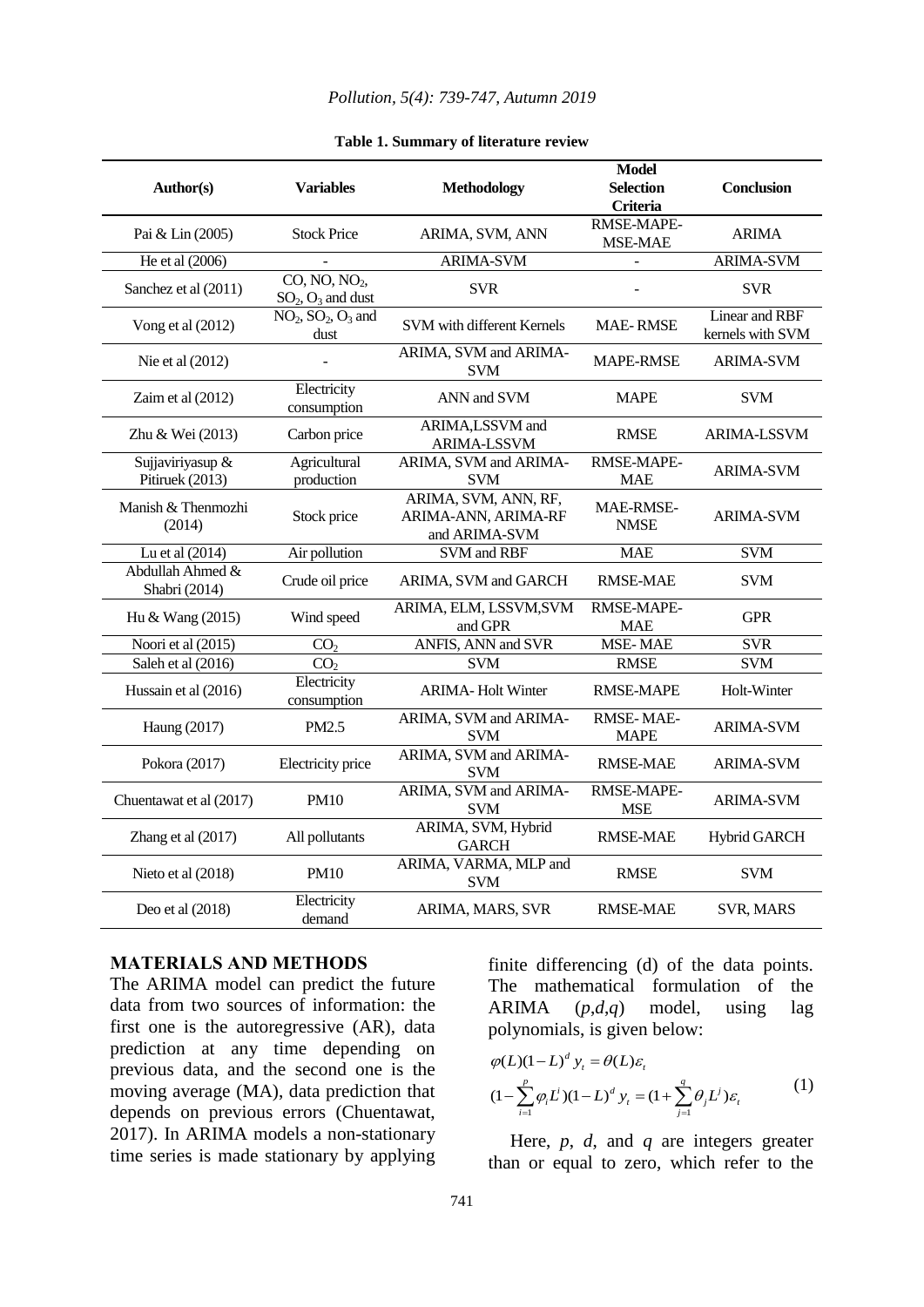**Table 1. Summary of literature review**

| Author(s) | Variables | Methodology | Model Selection Criteria | Conclusion |
|---|---|---|---|---|
| Pai & Lin (2005) | Stock Price | ARIMA, SVM, ANN | RMSE-MAPE-MSE-MAE | ARIMA |
| He et al (2006) | - | ARIMA-SVM | - | ARIMA-SVM |
| Sanchez et al (2011) | CO, NO, $NO_2$, $SO_2$, $O_3$ and dust | SVR | - | SVR |
| Vong et al (2012) | $NO_2$, $SO_2$, $O_3$ and dust | SVM with different Kernels | MAE- RMSE | Linear and RBF kernels with SVM |
| Nie et al (2012) | - | ARIMA, SVM and ARIMA-SVM | MAPE-RMSE | ARIMA-SVM |
| Zaim et al (2012) | Electricity consumption | ANN and SVM | MAPE | SVM |
| Zhu & Wei (2013) | Carbon price | ARIMA,LSSVM and ARIMA-LSSVM | RMSE | ARIMA-LSSVM |
| Sujjaviriyasup & Pitiruek (2013) | Agricultural production | ARIMA, SVM and ARIMA-SVM | RMSE-MAPE-MAE | ARIMA-SVM |
| Manish & Thenmozhi (2014) | Stock price | ARIMA, SVM, ANN, RF, ARIMA-ANN, ARIMA-RF and ARIMA-SVM | MAE-RMSE-NMSE | ARIMA-SVM |
| Lu et al (2014) | Air pollution | SVM and RBF | MAE | SVM |
| Abdullah Ahmed & Shabri (2014) | Crude oil price | ARIMA, SVM and GARCH | RMSE-MAE | SVM |
| Hu & Wang (2015) | Wind speed | ARIMA, ELM, LSSVM,SVM and GPR | RMSE-MAPE-MAE | GPR |
| Noori et al (2015) | $CO_2$ | ANFIS, ANN and SVR | MSE- MAE | SVR |
| Saleh et al (2016) | $CO_2$ | SVM | RMSE | SVM |
| Hussain et al (2016) | Electricity consumption | ARIMA- Holt Winter | RMSE-MAPE | Holt-Winter |
| Haung (2017) | PM2.5 | ARIMA, SVM and ARIMA-SVM | RMSE- MAE-MAPE | ARIMA-SVM |
| Pokora (2017) | Electricity price | ARIMA, SVM and ARIMA-SVM | RMSE-MAE | ARIMA-SVM |
| Chuentawat et al (2017) | PM10 | ARIMA, SVM and ARIMA-SVM | RMSE-MAPE-MSE | ARIMA-SVM |
| Zhang et al (2017) | All pollutants | ARIMA, SVM, Hybrid GARCH | RMSE-MAE | Hybrid GARCH |
| Nieto et al (2018) | PM10 | ARIMA, VARMA, MLP and SVM | RMSE | SVM |
| Deo et al (2018) | Electricity demand | ARIMA, MARS, SVR | RMSE-MAE | SVR, MARS |

## MATERIALS AND METHODS

The ARIMA model can predict the future data from two sources of information: the first one is the autoregressive (AR), data prediction at any time depending on previous data, and the second one is the moving average (MA), data prediction that depends on previous errors (Chuentawat, 2017). In ARIMA models a non-stationary time series is made stationary by applying finite differencing (d) of the data points. The mathematical formulation of the ARIMA (*p*,*d*,*q*) model, using lag polynomials, is given below:

$$\varphi(L)(1-L)^d y_t = \theta(L)\varepsilon_t$$
$$(1-\sum_{i=1}^{p}\varphi_i L^i)(1-L)^d y_t = (1+\sum_{j=1}^{q}\theta_j L^j)\varepsilon_t \tag{1}$$

Here, *p*, *d*, and *q* are integers greater than or equal to zero, which refer to the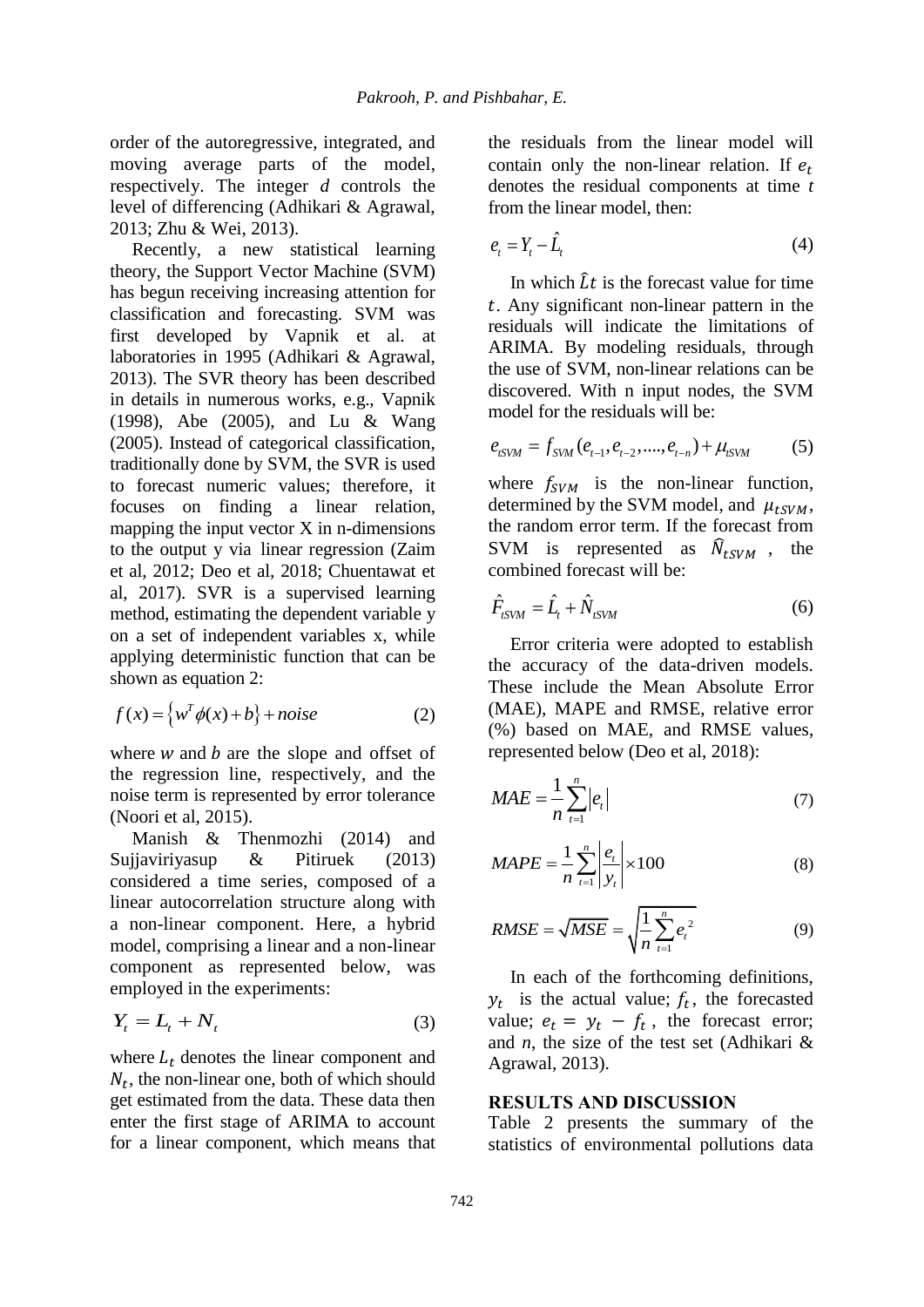order of the autoregressive, integrated, and moving average parts of the model, respectively. The integer *d* controls the level of differencing (Adhikari & Agrawal, 2013; Zhu & Wei, 2013).

Recently, a new statistical learning theory, the Support Vector Machine (SVM) has begun receiving increasing attention for classification and forecasting. SVM was first developed by Vapnik et al. at laboratories in 1995 (Adhikari & Agrawal, 2013). The SVR theory has been described in details in numerous works, e.g., Vapnik (1998), Abe (2005), and Lu & Wang (2005). Instead of categorical classification, traditionally done by SVM, the SVR is used to forecast numeric values; therefore, it focuses on finding a linear relation, mapping the input vector X in n-dimensions to the output y via linear regression (Zaim et al, 2012; Deo et al, 2018; Chuentawat et al, 2017). SVR is a supervised learning method, estimating the dependent variable y on a set of independent variables x, while applying deterministic function that can be shown as equation 2:

$$f(x) = \left\{ w^T \phi(x) + b \right\} + noise \tag{2}$$

where $w$ and $b$ are the slope and offset of the regression line, respectively, and the noise term is represented by error tolerance (Noori et al, 2015).

Manish & Thenmozhi (2014) and Sujjaviriyasup & Pitiruek (2013) considered a time series, composed of a linear autocorrelation structure along with a non-linear component. Here, a hybrid model, comprising a linear and a non-linear component as represented below, was employed in the experiments:

$$Y_t = L_t + N_t \tag{3}$$

where $L_t$ denotes the linear component and $N_t$, the non-linear one, both of which should get estimated from the data. These data then enter the first stage of ARIMA to account for a linear component, which means that the residuals from the linear model will contain only the non-linear relation. If $e_t$ denotes the residual components at time *t* from the linear model, then:

$$e_t = Y_t - \hat{L}_t \tag{4}$$

In which $\hat{L}t$ is the forecast value for time $t$. Any significant non-linear pattern in the residuals will indicate the limitations of ARIMA. By modeling residuals, through the use of SVM, non-linear relations can be discovered. With n input nodes, the SVM model for the residuals will be:

$$e_{tSVM} = f_{SVM}(e_{t-1}, e_{t-2}, ...., e_{t-n}) + \mu_{tSVM} \tag{5}$$

where $f_{SVM}$ is the non-linear function, determined by the SVM model, and $\mu_{tSVM}$, the random error term. If the forecast from SVM is represented as $\hat{N}_{tSVM}$ , the combined forecast will be:

$$\hat{F}_{tSVM} = \hat{L}_t + \hat{N}_{tSVM} \tag{6}$$

Error criteria were adopted to establish the accuracy of the data-driven models. These include the Mean Absolute Error (MAE), MAPE and RMSE, relative error (%) based on MAE, and RMSE values, represented below (Deo et al, 2018):

$$MAE = \frac{1}{n} \sum_{t=1}^{n} |e_t| \tag{7}$$

$$MAPE = \frac{1}{n} \sum_{t=1}^{n} \left| \frac{e_t}{y_t} \right| \times 100 \tag{8}$$

$$RMSE = \sqrt{MSE} = \sqrt{\frac{1}{n} \sum_{t=1}^{n} e_t^2} \tag{9}$$

In each of the forthcoming definitions, $y_t$ is the actual value; $f_t$, the forecasted value; $e_t = y_t - f_t$, the forecast error; and *n*, the size of the test set (Adhikari & Agrawal, 2013).

## RESULTS AND DISCUSSION

Table 2 presents the summary of the statistics of environmental pollutions data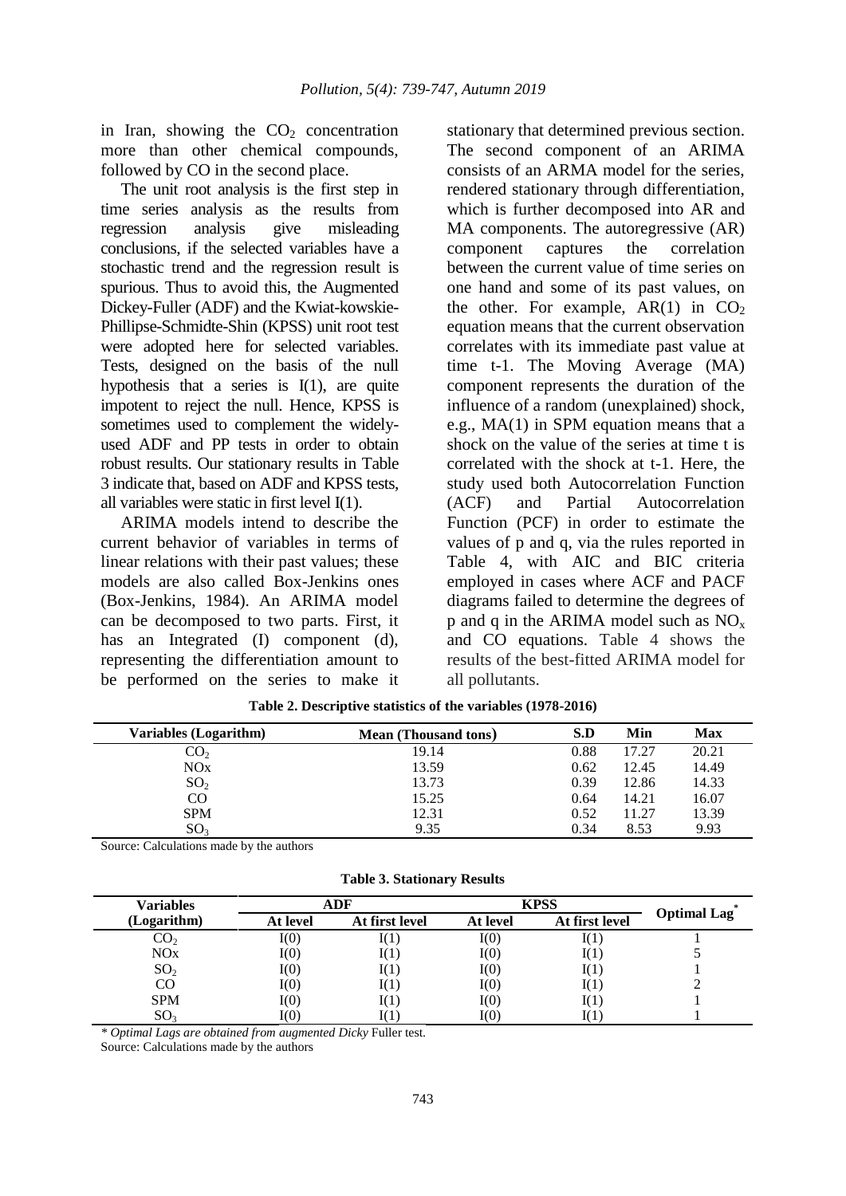in Iran, showing the $CO_2$ concentration more than other chemical compounds, followed by CO in the second place.

The unit root analysis is the first step in time series analysis as the results from regression analysis give misleading conclusions, if the selected variables have a stochastic trend and the regression result is spurious. Thus to avoid this, the Augmented Dickey-Fuller (ADF) and the Kwiat-kowskie-Phillipse-Schmidte-Shin (KPSS) unit root test were adopted here for selected variables. Tests, designed on the basis of the null hypothesis that a series is I(1), are quite impotent to reject the null. Hence, KPSS is sometimes used to complement the widely-used ADF and PP tests in order to obtain robust results. Our stationary results in Table 3 indicate that, based on ADF and KPSS tests, all variables were static in first level I(1).

ARIMA models intend to describe the current behavior of variables in terms of linear relations with their past values; these models are also called Box-Jenkins ones (Box-Jenkins, 1984). An ARIMA model can be decomposed to two parts. First, it has an Integrated (I) component (d), representing the differentiation amount to be performed on the series to make it stationary that determined previous section. The second component of an ARIMA consists of an ARMA model for the series, rendered stationary through differentiation, which is further decomposed into AR and MA components. The autoregressive (AR) component captures the correlation between the current value of time series on one hand and some of its past values, on the other. For example, AR(1) in $CO_2$ equation means that the current observation correlates with its immediate past value at time t-1. The Moving Average (MA) component represents the duration of the influence of a random (unexplained) shock, e.g., MA(1) in SPM equation means that a shock on the value of the series at time t is correlated with the shock at t-1. Here, the study used both Autocorrelation Function (ACF) and Partial Autocorrelation Function (PCF) in order to estimate the values of p and q, via the rules reported in Table 4, with AIC and BIC criteria employed in cases where ACF and PACF diagrams failed to determine the degrees of p and q in the ARIMA model such as $NO_x$ and CO equations. Table 4 shows the results of the best-fitted ARIMA model for all pollutants.

**Table 2. Descriptive statistics of the variables (1978-2016)**

| Variables (Logarithm) | Mean (Thousand tons) | S.D | Min | Max |
|---|---|---|---|---|
| $CO_2$ | 19.14 | 0.88 | 17.27 | 20.21 |
| NOx | 13.59 | 0.62 | 12.45 | 14.49 |
| $SO_2$ | 13.73 | 0.39 | 12.86 | 14.33 |
| CO | 15.25 | 0.64 | 14.21 | 16.07 |
| SPM | 12.31 | 0.52 | 11.27 | 13.39 |
| $SO_3$ | 9.35 | 0.34 | 8.53 | 9.93 |

Source: Calculations made by the authors

**Table 3. Stationary Results**

| Variables (Logarithm) | ADF | | KPSS | | Optimal Lag* |
|---|---|---|---|---|---|
| | At level | At first level | At level | At first level | |
| $CO_2$ | I(0) | I(1) | I(0) | I(1) | 1 |
| NOx | I(0) | I(1) | I(0) | I(1) | 5 |
| $SO_2$ | I(0) | I(1) | I(0) | I(1) | 1 |
| CO | I(0) | I(1) | I(0) | I(1) | 2 |
| SPM | I(0) | I(1) | I(0) | I(1) | 1 |
| $SO_3$ | I(0) | I(1) | I(0) | I(1) | 1 |

*\* Optimal Lags are obtained from augmented Dicky* Fuller test.

Source: Calculations made by the authors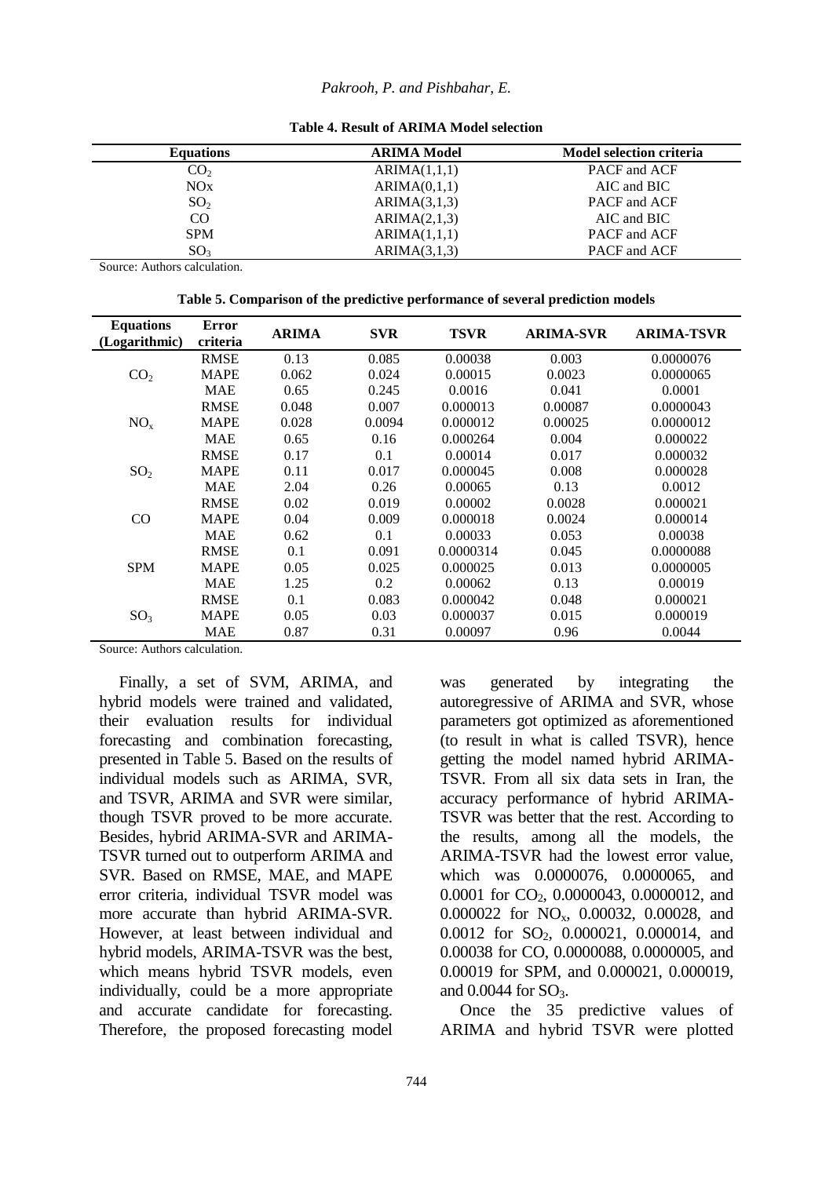**Table 4. Result of ARIMA Model selection**

| Equations | ARIMA Model | Model selection criteria |
|---|---|---|
| $CO_2$ | ARIMA(1,1,1) | PACF and ACF |
| NOx | ARIMA(0,1,1) | AIC and BIC |
| $SO_2$ | ARIMA(3,1,3) | PACF and ACF |
| CO | ARIMA(2,1,3) | AIC and BIC |
| SPM | ARIMA(1,1,1) | PACF and ACF |
| $SO_3$ | ARIMA(3,1,3) | PACF and ACF |

Source: Authors calculation.

**Table 5. Comparison of the predictive performance of several prediction models**

| Equations (Logarithmic) | Error criteria | ARIMA | SVR | TSVR | ARIMA-SVR | ARIMA-TSVR |
|---|---|---|---|---|---|---|
| $CO_2$ | RMSE | 0.13 | 0.085 | 0.00038 | 0.003 | 0.0000076 |
| | MAPE | 0.062 | 0.024 | 0.00015 | 0.0023 | 0.0000065 |
| | MAE | 0.65 | 0.245 | 0.0016 | 0.041 | 0.0001 |
| $NO_x$ | RMSE | 0.048 | 0.007 | 0.000013 | 0.00087 | 0.0000043 |
| | MAPE | 0.028 | 0.0094 | 0.000012 | 0.00025 | 0.0000012 |
| | MAE | 0.65 | 0.16 | 0.000264 | 0.004 | 0.000022 |
| $SO_2$ | RMSE | 0.17 | 0.1 | 0.00014 | 0.017 | 0.000032 |
| | MAPE | 0.11 | 0.017 | 0.000045 | 0.008 | 0.000028 |
| | MAE | 2.04 | 0.26 | 0.00065 | 0.13 | 0.0012 |
| CO | RMSE | 0.02 | 0.019 | 0.00002 | 0.0028 | 0.000021 |
| | MAPE | 0.04 | 0.009 | 0.000018 | 0.0024 | 0.000014 |
| | MAE | 0.62 | 0.1 | 0.00033 | 0.053 | 0.00038 |
| SPM | RMSE | 0.1 | 0.091 | 0.0000314 | 0.045 | 0.0000088 |
| | MAPE | 0.05 | 0.025 | 0.000025 | 0.013 | 0.0000005 |
| | MAE | 1.25 | 0.2 | 0.00062 | 0.13 | 0.00019 |
| $SO_3$ | RMSE | 0.1 | 0.083 | 0.000042 | 0.048 | 0.000021 |
| | MAPE | 0.05 | 0.03 | 0.000037 | 0.015 | 0.000019 |
| | MAE | 0.87 | 0.31 | 0.00097 | 0.96 | 0.0044 |

Source: Authors calculation.

Finally, a set of SVM, ARIMA, and hybrid models were trained and validated, their evaluation results for individual forecasting and combination forecasting, presented in Table 5. Based on the results of individual models such as ARIMA, SVR, and TSVR, ARIMA and SVR were similar, though TSVR proved to be more accurate. Besides, hybrid ARIMA-SVR and ARIMA-TSVR turned out to outperform ARIMA and SVR. Based on RMSE, MAE, and MAPE error criteria, individual TSVR model was more accurate than hybrid ARIMA-SVR. However, at least between individual and hybrid models, ARIMA-TSVR was the best, which means hybrid TSVR models, even individually, could be a more appropriate and accurate candidate for forecasting. Therefore, the proposed forecasting model was generated by integrating the autoregressive of ARIMA and SVR, whose parameters got optimized as aforementioned (to result in what is called TSVR), hence getting the model named hybrid ARIMA-TSVR. From all six data sets in Iran, the accuracy performance of hybrid ARIMA-TSVR was better that the rest. According to the results, among all the models, the ARIMA-TSVR had the lowest error value, which was 0.0000076, 0.0000065, and 0.0001 for $CO_2$, 0.0000043, 0.0000012, and 0.000022 for $NO_x$, 0.00032, 0.00028, and 0.0012 for $SO_2$, 0.000021, 0.000014, and 0.00038 for CO, 0.0000088, 0.0000005, and 0.00019 for SPM, and 0.000021, 0.000019, and 0.0044 for $SO_3$.

Once the 35 predictive values of ARIMA and hybrid TSVR were plotted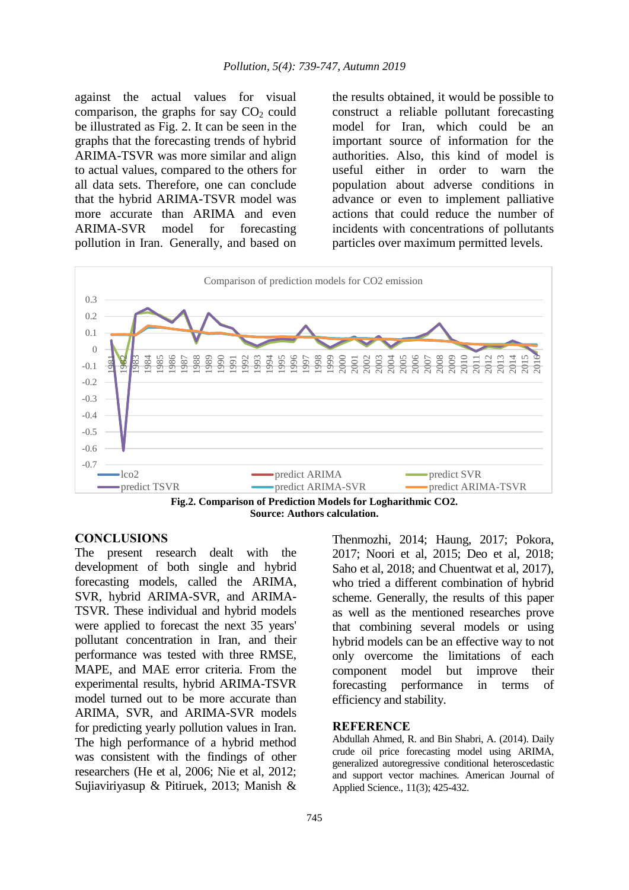against the actual values for visual comparison, the graphs for say $CO_2$ could be illustrated as Fig. 2. It can be seen in the graphs that the forecasting trends of hybrid ARIMA-TSVR was more similar and align to actual values, compared to the others for all data sets. Therefore, one can conclude that the hybrid ARIMA-TSVR model was more accurate than ARIMA and even ARIMA-SVR model for forecasting pollution in Iran. Generally, and based on the results obtained, it would be possible to construct a reliable pollutant forecasting model for Iran, which could be an important source of information for the authorities. Also, this kind of model is useful either in order to warn the population about adverse conditions in advance or even to implement palliative actions that could reduce the number of incidents with concentrations of pollutants particles over maximum permitted levels.

**Fig.2. Comparison of Prediction Models for Logharithmic CO2.**
**Source: Authors calculation.**

## CONCLUSIONS

The present research dealt with the development of both single and hybrid forecasting models, called the ARIMA, SVR, hybrid ARIMA-SVR, and ARIMA-TSVR. These individual and hybrid models were applied to forecast the next 35 years' pollutant concentration in Iran, and their performance was tested with three RMSE, MAPE, and MAE error criteria. From the experimental results, hybrid ARIMA-TSVR model turned out to be more accurate than ARIMA, SVR, and ARIMA-SVR models for predicting yearly pollution values in Iran. The high performance of a hybrid method was consistent with the findings of other researchers (He et al, 2006; Nie et al, 2012; Sujiaviriyasup & Pitiruek, 2013; Manish & Thenmozhi, 2014; Haung, 2017; Pokora, 2017; Noori et al, 2015; Deo et al, 2018; Saho et al, 2018; and Chuentwat et al, 2017), who tried a different combination of hybrid scheme. Generally, the results of this paper as well as the mentioned researches prove that combining several models or using hybrid models can be an effective way to not only overcome the limitations of each component model but improve their forecasting performance in terms of efficiency and stability.

## REFERENCE

Abdullah Ahmed, R. and Bin Shabri, A. (2014). Daily crude oil price forecasting model using ARIMA, generalized autoregressive conditional heteroscedastic and support vector machines. American Journal of Applied Science., 11(3); 425-432.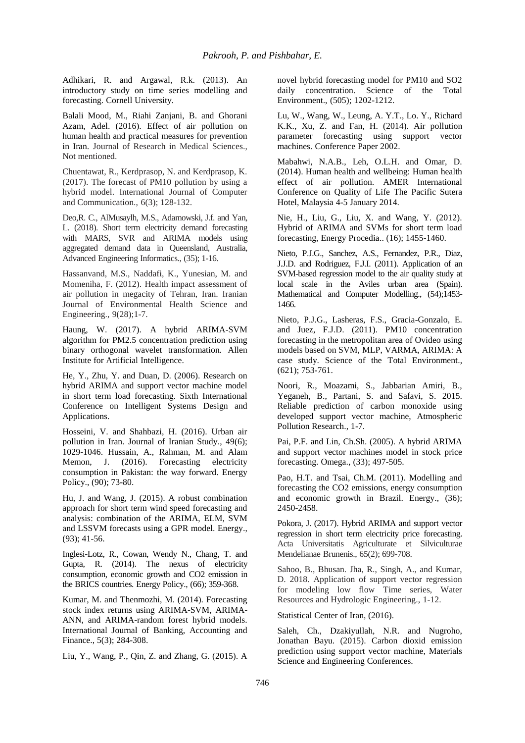Adhikari, R. and Argawal, R.k. (2013). An introductory study on time series modelling and forecasting. Cornell University.

Balali Mood, M., Riahi Zanjani, B. and Ghorani Azam, Adel. (2016). Effect of air pollution on human health and practical measures for prevention in Iran. Journal of Research in Medical Sciences., Not mentioned.

Chuentawat, R., Kerdprasop, N. and Kerdprasop, K. (2017). The forecast of PM10 pollution by using a hybrid model. International Journal of Computer and Communication., 6(3); 128-132.

Deo,R. C., AlMusaylh, M.S., Adamowski, J.f. and Yan, L. (2018). Short term electricity demand forecasting with MARS, SVR and ARIMA models using aggregated demand data in Queensland, Australia, Advanced Engineering Informatics., (35); 1-16.

Hassanvand, M.S., Naddafi, K., Yunesian, M. and Momeniha, F. (2012). Health impact assessment of air pollution in megacity of Tehran, Iran. Iranian Journal of Environmental Health Science and Engineering., 9(28);1-7.

Haung, W. (2017). A hybrid ARIMA-SVM algorithm for PM2.5 concentration prediction using binary orthogonal wavelet transformation. Allen Institute for Artificial Intelligence.

He, Y., Zhu, Y. and Duan, D. (2006). Research on hybrid ARIMA and support vector machine model in short term load forecasting. Sixth International Conference on Intelligent Systems Design and Applications.

Hosseini, V. and Shahbazi, H. (2016). Urban air pollution in Iran. Journal of Iranian Study., 49(6); 1029-1046. Hussain, A., Rahman, M. and Alam Memon, J. (2016). Forecasting electricity consumption in Pakistan: the way forward. Energy Policy., (90); 73-80.

Hu, J. and Wang, J. (2015). A robust combination approach for short term wind speed forecasting and analysis: combination of the ARIMA, ELM, SVM and LSSVM forecasts using a GPR model. Energy., (93); 41-56.

Inglesi-Lotz, R., Cowan, Wendy N., Chang, T. and Gupta, R. (2014). The nexus of electricity consumption, economic growth and CO2 emission in the BRICS countries. Energy Policy., (66); 359-368.

Kumar, M. and Thenmozhi, M. (2014). Forecasting stock index returns using ARIMA-SVM, ARIMA-ANN, and ARIMA-random forest hybrid models. International Journal of Banking, Accounting and Finance., 5(3); 284-308.

Liu, Y., Wang, P., Qin, Z. and Zhang, G. (2015). A novel hybrid forecasting model for PM10 and SO2 daily concentration. Science of the Total Environment., (505); 1202-1212.

Lu, W., Wang, W., Leung, A. Y.T., Lo. Y., Richard K.K., Xu, Z. and Fan, H. (2014). Air pollution parameter forecasting using support vector machines. Conference Paper 2002.

Mabahwi, N.A.B., Leh, O.L.H. and Omar, D. (2014). Human health and wellbeing: Human health effect of air pollution. AMER International Conference on Quality of Life The Pacific Sutera Hotel, Malaysia 4-5 January 2014.

Nie, H., Liu, G., Liu, X. and Wang, Y. (2012). Hybrid of ARIMA and SVMs for short term load forecasting, Energy Procedia.. (16); 1455-1460.

Nieto, P.J.G., Sanchez, A.S., Fernandez, P.R., Diaz, J.J.D. and Rodriguez, F.J.I. (2011). Application of an SVM-based regression model to the air quality study at local scale in the Aviles urban area (Spain). Mathematical and Computer Modelling., (54);1453-1466.

Nieto, P.J.G., Lasheras, F.S., Gracia-Gonzalo, E. and Juez, F.J.D. (2011). PM10 concentration forecasting in the metropolitan area of Ovideo using models based on SVM, MLP, VARMA, ARIMA: A case study. Science of the Total Environment., (621); 753-761.

Noori, R., Moazami, S., Jabbarian Amiri, B., Yeganeh, B., Partani, S. and Safavi, S. 2015. Reliable prediction of carbon monoxide using developed support vector machine, Atmospheric Pollution Research., 1-7.

Pai, P.F. and Lin, Ch.Sh. (2005). A hybrid ARIMA and support vector machines model in stock price forecasting. Omega., (33); 497-505.

Pao, H.T. and Tsai, Ch.M. (2011). Modelling and forecasting the CO2 emissions, energy consumption and economic growth in Brazil. Energy., (36); 2450-2458.

Pokora, J. (2017). Hybrid ARIMA and support vector regression in short term electricity price forecasting. Acta Universitatis Agriculturate et Silviculturae Mendelianae Brunenis., 65(2); 699-708.

Sahoo, B., Bhusan. Jha, R., Singh, A., and Kumar, D. 2018. Application of support vector regression for modeling low flow Time series, Water Resources and Hydrologic Engineering., 1-12.

Statistical Center of Iran, (2016).

Saleh, Ch., Dzakiyullah, N.R. and Nugroho, Jonathan Bayu. (2015). Carbon dioxid emission prediction using support vector machine, Materials Science and Engineering Conferences.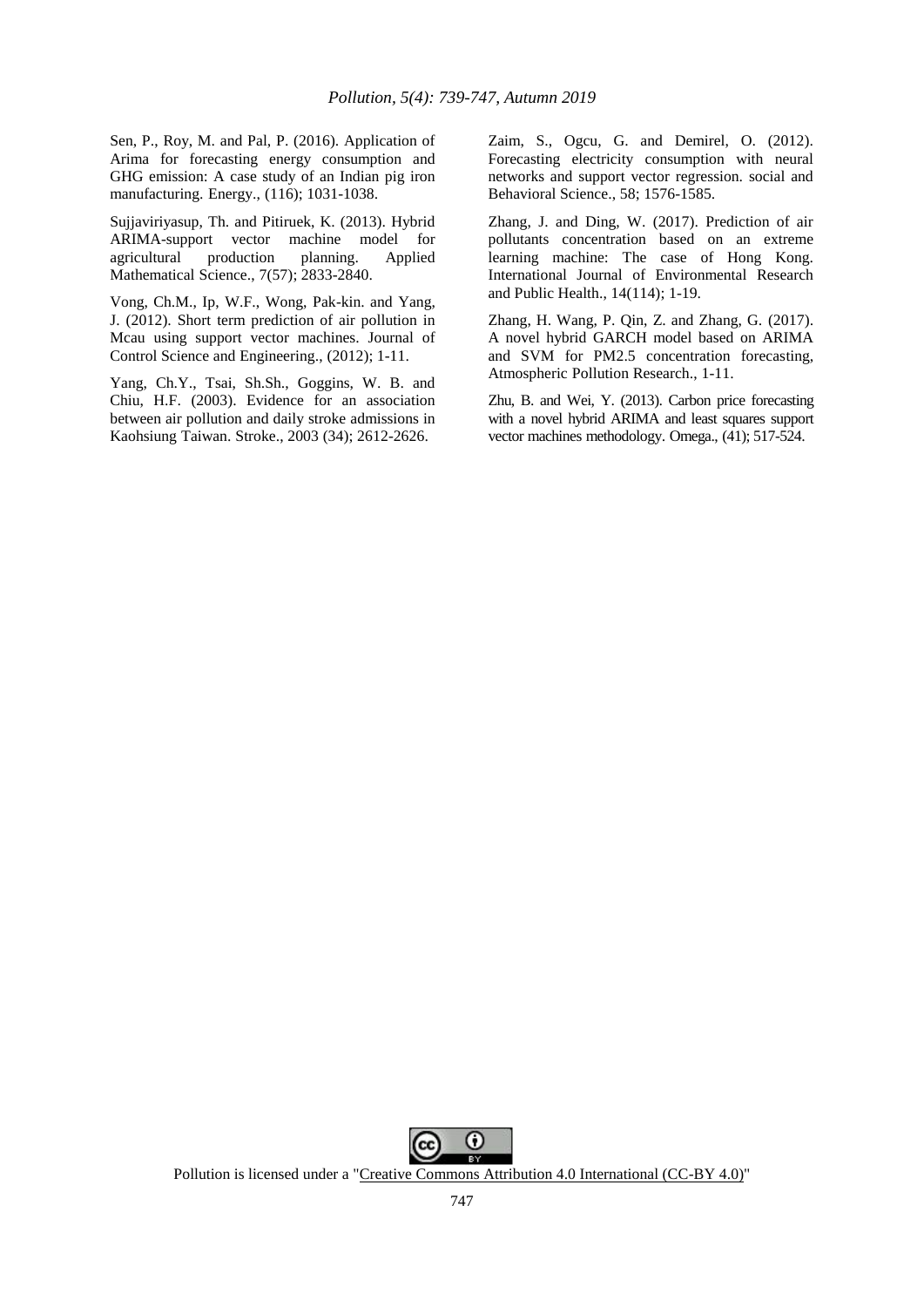Sen, P., Roy, M. and Pal, P. (2016). Application of Arima for forecasting energy consumption and GHG emission: A case study of an Indian pig iron manufacturing. Energy., (116); 1031-1038.

Sujjaviriyasup, Th. and Pitiruek, K. (2013). Hybrid ARIMA-support vector machine model for agricultural production planning. Applied Mathematical Science., 7(57); 2833-2840.

Vong, Ch.M., Ip, W.F., Wong, Pak-kin. and Yang, J. (2012). Short term prediction of air pollution in Mcau using support vector machines. Journal of Control Science and Engineering., (2012); 1-11.

Yang, Ch.Y., Tsai, Sh.Sh., Goggins, W. B. and Chiu, H.F. (2003). Evidence for an association between air pollution and daily stroke admissions in Kaohsiung Taiwan. Stroke., 2003 (34); 2612-2626.

Zaim, S., Ogcu, G. and Demirel, O. (2012). Forecasting electricity consumption with neural networks and support vector regression. social and Behavioral Science., 58; 1576-1585.

Zhang, J. and Ding, W. (2017). Prediction of air pollutants concentration based on an extreme learning machine: The case of Hong Kong. International Journal of Environmental Research and Public Health., 14(114); 1-19.

Zhang, H. Wang, P. Qin, Z. and Zhang, G. (2017). A novel hybrid GARCH model based on ARIMA and SVM for PM2.5 concentration forecasting, Atmospheric Pollution Research., 1-11.

Zhu, B. and Wei, Y. (2013). Carbon price forecasting with a novel hybrid ARIMA and least squares support vector machines methodology. Omega., (41); 517-524.

Pollution is licensed under a "Creative Commons Attribution 4.0 International (CC-BY 4.0)"